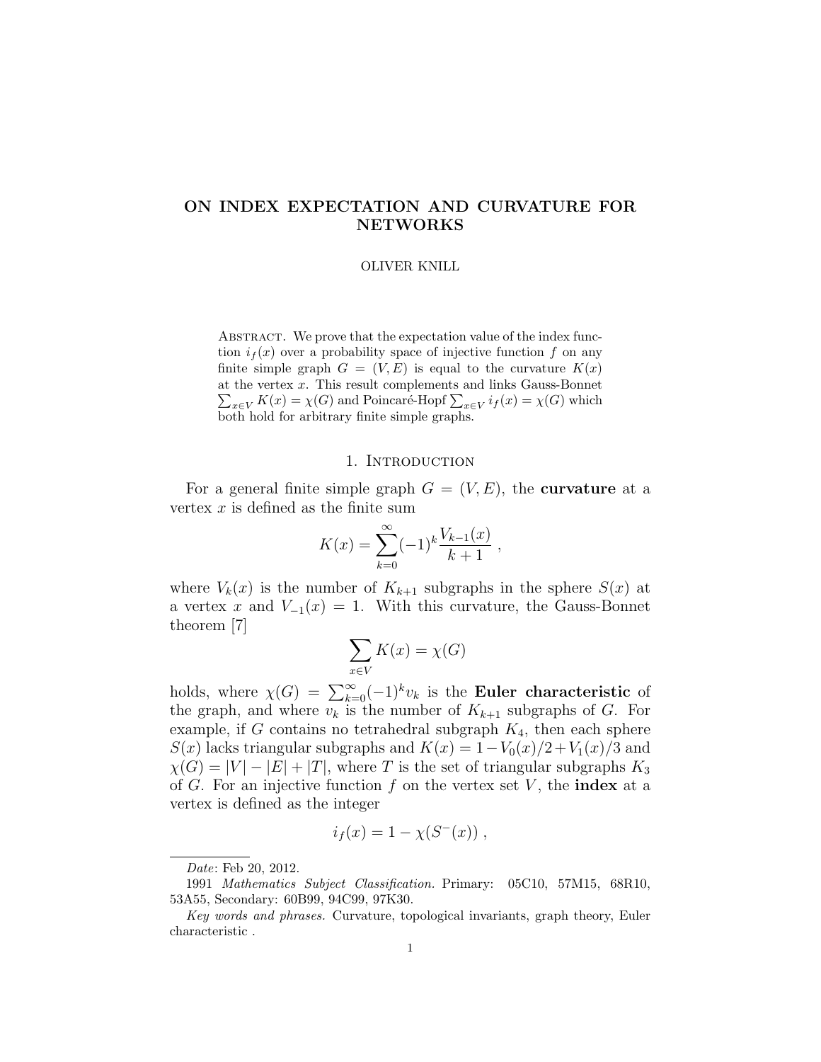# ON INDEX EXPECTATION AND CURVATURE FOR NETWORKS

OLIVER KNILL

Abstract. We prove that the expectation value of the index function $i_f(x)$ over a probability space of injective function $f$ on any finite simple graph $G = (V, E)$ is equal to the curvature $K(x)$ at the vertex $x$. This result complements and links Gauss-Bonnet $\sum_{x \in V} K(x) = \chi(G)$ and Poincaré-Hopf $\sum_{x \in V} i_f(x) = \chi(G)$ which both hold for arbitrary finite simple graphs.

## 1. Introduction

For a general finite simple graph $G = (V, E)$, the **curvature** at a vertex $x$ is defined as the finite sum

$$K(x) = \sum_{k=0}^{\infty} (-1)^k \frac{V_{k-1}(x)}{k+1} ,$$

where $V_k(x)$ is the number of $K_{k+1}$ subgraphs in the sphere $S(x)$ at a vertex $x$ and $V_{-1}(x) = 1$. With this curvature, the Gauss-Bonnet theorem [7]

$$\sum_{x \in V} K(x) = \chi(G)$$

holds, where $\chi(G) = \sum_{k=0}^{\infty} (-1)^k v_k$ is the **Euler characteristic** of the graph, and where $v_k$ is the number of $K_{k+1}$ subgraphs of $G$. For example, if $G$ contains no tetrahedral subgraph $K_4$, then each sphere $S(x)$ lacks triangular subgraphs and $K(x) = 1 - V_0(x)/2 + V_1(x)/3$ and $\chi(G) = |V| - |E| + |T|$, where $T$ is the set of triangular subgraphs $K_3$ of $G$. For an injective function $f$ on the vertex set $V$, the **index** at a vertex is defined as the integer

$$i_f(x) = 1 - \chi(S^-(x)) ,$$

---

*Date*: Feb 20, 2012.

1991 *Mathematics Subject Classification.* Primary: 05C10, 57M15, 68R10, 53A55, Secondary: 60B99, 94C99, 97K30.

*Key words and phrases.* Curvature, topological invariants, graph theory, Euler characteristic .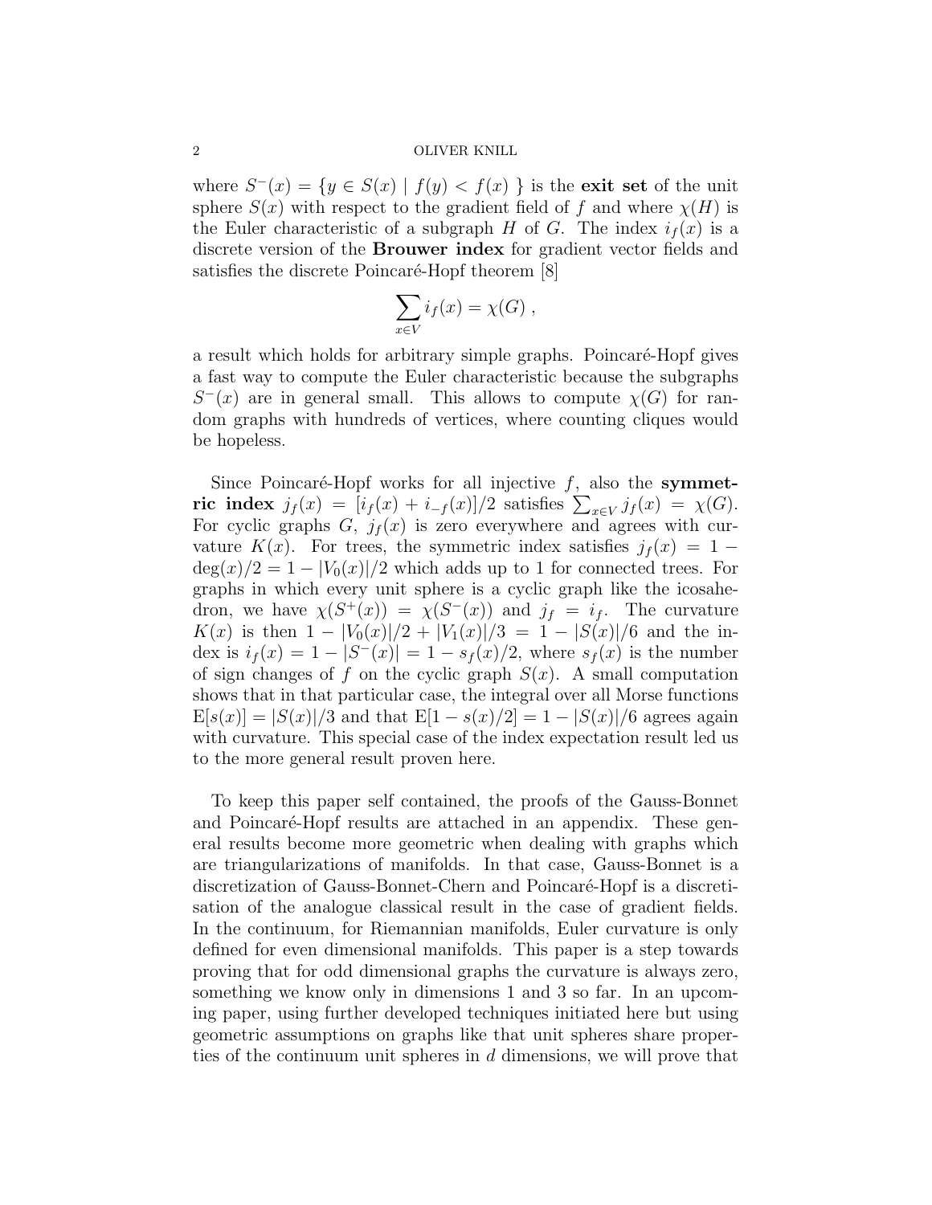where $S^-(x) = \{y \in S(x) \mid f(y) < f(x)\}$ is the **exit set** of the unit sphere $S(x)$ with respect to the gradient field of $f$ and where $\chi(H)$ is the Euler characteristic of a subgraph $H$ of $G$. The index $i_f(x)$ is a discrete version of the **Brouwer index** for gradient vector fields and satisfies the discrete Poincaré-Hopf theorem [8]

$$\sum_{x \in V} i_f(x) = \chi(G) ,$$

a result which holds for arbitrary simple graphs. Poincaré-Hopf gives a fast way to compute the Euler characteristic because the subgraphs $S^-(x)$ are in general small. This allows to compute $\chi(G)$ for random graphs with hundreds of vertices, where counting cliques would be hopeless.

Since Poincaré-Hopf works for all injective $f$, also the **symmetric index** $j_f(x) = [i_f(x) + i_{-f}(x)]/2$ satisfies $\sum_{x \in V} j_f(x) = \chi(G)$. For cyclic graphs $G$, $j_f(x)$ is zero everywhere and agrees with curvature $K(x)$. For trees, the symmetric index satisfies $j_f(x) = 1 - \deg(x)/2 = 1 - |V_0(x)|/2$ which adds up to 1 for connected trees. For graphs in which every unit sphere is a cyclic graph like the icosahedron, we have $\chi(S^+(x)) = \chi(S^-(x))$ and $j_f = i_f$. The curvature $K(x)$ is then $1 - |V_0(x)|/2 + |V_1(x)|/3 = 1 - |S(x)|/6$ and the index is $i_f(x) = 1 - |S^-(x)| = 1 - s_f(x)/2$, where $s_f(x)$ is the number of sign changes of $f$ on the cyclic graph $S(x)$. A small computation shows that in that particular case, the integral over all Morse functions $\mathrm{E}[s(x)] = |S(x)|/3$ and that $\mathrm{E}[1 - s(x)/2] = 1 - |S(x)|/6$ agrees again with curvature. This special case of the index expectation result led us to the more general result proven here.

To keep this paper self contained, the proofs of the Gauss-Bonnet and Poincaré-Hopf results are attached in an appendix. These general results become more geometric when dealing with graphs which are triangularizations of manifolds. In that case, Gauss-Bonnet is a discretization of Gauss-Bonnet-Chern and Poincaré-Hopf is a discretisation of the analogue classical result in the case of gradient fields. In the continuum, for Riemannian manifolds, Euler curvature is only defined for even dimensional manifolds. This paper is a step towards proving that for odd dimensional graphs the curvature is always zero, something we know only in dimensions 1 and 3 so far. In an upcoming paper, using further developed techniques initiated here but using geometric assumptions on graphs like that unit spheres share properties of the continuum unit spheres in $d$ dimensions, we will prove that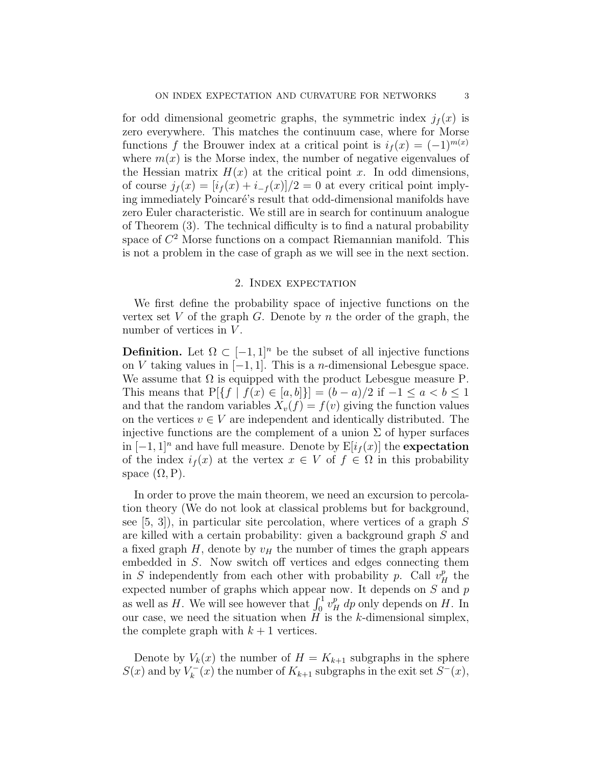for odd dimensional geometric graphs, the symmetric index $j_f(x)$ is zero everywhere. This matches the continuum case, where for Morse functions $f$ the Brouwer index at a critical point is $i_f(x) = (-1)^{m(x)}$ where $m(x)$ is the Morse index, the number of negative eigenvalues of the Hessian matrix $H(x)$ at the critical point $x$. In odd dimensions, of course $j_f(x) = [i_f(x) + i_{-f}(x)]/2 = 0$ at every critical point implying immediately Poincaré's result that odd-dimensional manifolds have zero Euler characteristic. We still are in search for continuum analogue of Theorem (3). The technical difficulty is to find a natural probability space of $C^2$ Morse functions on a compact Riemannian manifold. This is not a problem in the case of graph as we will see in the next section.

## 2. Index expectation

We first define the probability space of injective functions on the vertex set $V$ of the graph $G$. Denote by $n$ the order of the graph, the number of vertices in $V$.

**Definition.** Let $\Omega \subset [-1, 1]^n$ be the subset of all injective functions on $V$ taking values in $[-1, 1]$. This is a $n$-dimensional Lebesgue space. We assume that $\Omega$ is equipped with the product Lebesgue measure P. This means that $\mathrm{P}[\{f \mid f(x) \in [a, b]\}] = (b - a)/2$ if $-1 \leq a < b \leq 1$ and that the random variables $X_v(f) = f(v)$ giving the function values on the vertices $v \in V$ are independent and identically distributed. The injective functions are the complement of a union $\Sigma$ of hyper surfaces in $[-1, 1]^n$ and have full measure. Denote by $\mathrm{E}[i_f(x)]$ the **expectation** of the index $i_f(x)$ at the vertex $x \in V$ of $f \in \Omega$ in this probability space $(\Omega, \mathrm{P})$.

In order to prove the main theorem, we need an excursion to percolation theory (We do not look at classical problems but for background, see [5, 3]), in particular site percolation, where vertices of a graph $S$ are killed with a certain probability: given a background graph $S$ and a fixed graph $H$, denote by $v_H$ the number of times the graph appears embedded in $S$. Now switch off vertices and edges connecting them in $S$ independently from each other with probability $p$. Call $v_H^p$ the expected number of graphs which appear now. It depends on $S$ and $p$ as well as $H$. We will see however that $\int_0^1 v_H^p \, dp$ only depends on $H$. In our case, we need the situation when $H$ is the $k$-dimensional simplex, the complete graph with $k + 1$ vertices.

Denote by $V_k(x)$ the number of $H = K_{k+1}$ subgraphs in the sphere $S(x)$ and by $V_k^-(x)$ the number of $K_{k+1}$ subgraphs in the exit set $S^-(x)$,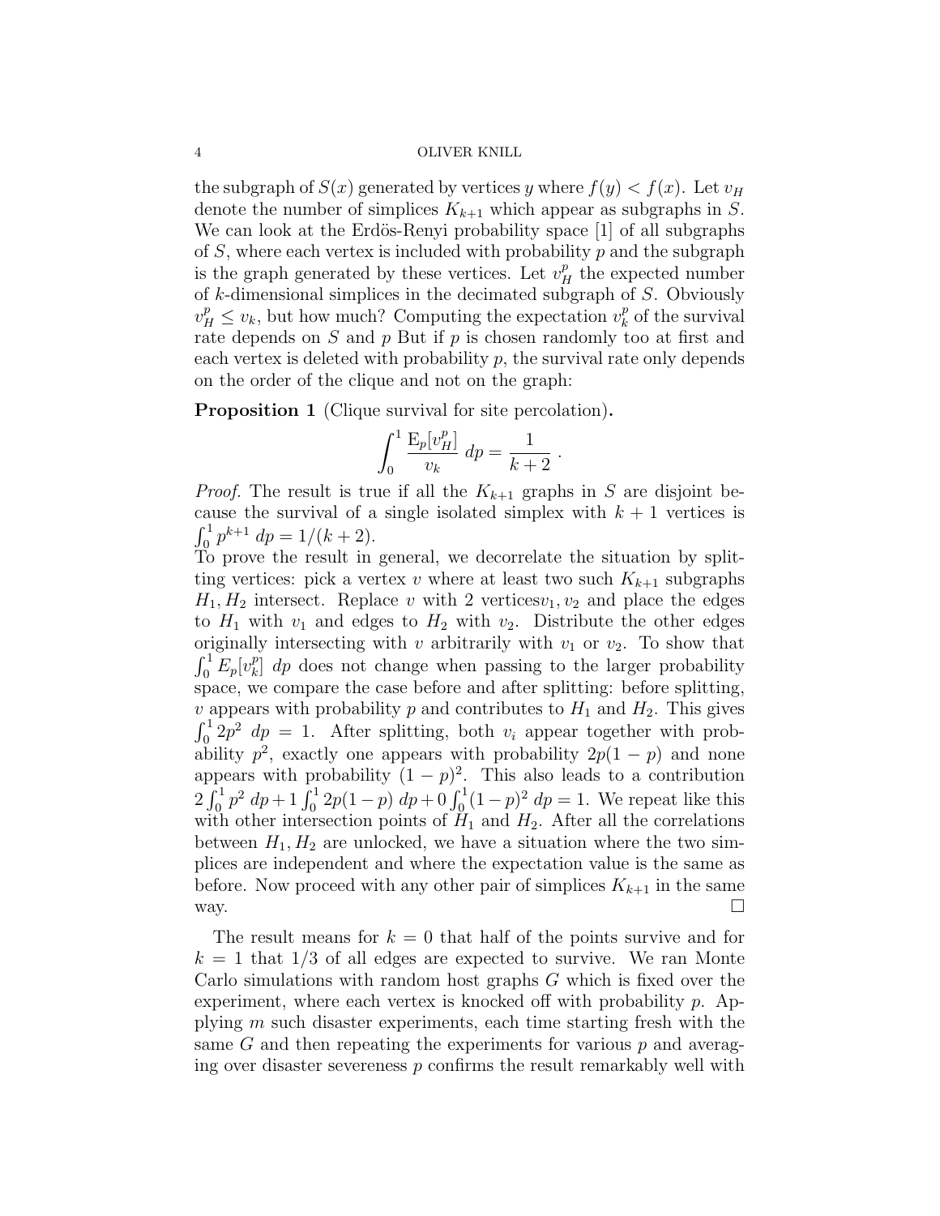the subgraph of $S(x)$ generated by vertices $y$ where $f(y) < f(x)$. Let $v_H$ denote the number of simplices $K_{k+1}$ which appear as subgraphs in $S$. We can look at the Erdös-Renyi probability space [1] of all subgraphs of $S$, where each vertex is included with probability $p$ and the subgraph is the graph generated by these vertices. Let $v_H^p$ the expected number of $k$-dimensional simplices in the decimated subgraph of $S$. Obviously $v_H^p \leq v_k$, but how much? Computing the expectation $v_k^p$ of the survival rate depends on $S$ and $p$ But if $p$ is chosen randomly too at first and each vertex is deleted with probability $p$, the survival rate only depends on the order of the clique and not on the graph:

**Proposition 1** (Clique survival for site percolation)**.**

$$\int_0^1 \frac{\mathrm{E}_p[v_H^p]}{v_k} \, dp = \frac{1}{k+2} \; .$$

*Proof.* The result is true if all the $K_{k+1}$ graphs in $S$ are disjoint because the survival of a single isolated simplex with $k+1$ vertices is $\int_0^1 p^{k+1} \, dp = 1/(k+2)$.
To prove the result in general, we decorrelate the situation by splitting vertices: pick a vertex $v$ where at least two such $K_{k+1}$ subgraphs $H_1, H_2$ intersect. Replace $v$ with 2 vertices$v_1, v_2$ and place the edges to $H_1$ with $v_1$ and edges to $H_2$ with $v_2$. Distribute the other edges originally intersecting with $v$ arbitrarily with $v_1$ or $v_2$. To show that $\int_0^1 E_p[v_k^p] \, dp$ does not change when passing to the larger probability space, we compare the case before and after splitting: before splitting, $v$ appears with probability $p$ and contributes to $H_1$ and $H_2$. This gives $\int_0^1 2p^2 \, dp = 1$. After splitting, both $v_i$ appear together with probability $p^2$, exactly one appears with probability $2p(1-p)$ and none appears with probability $(1-p)^2$. This also leads to a contribution $2\int_0^1 p^2 \, dp + 1\int_0^1 2p(1-p) \, dp + 0\int_0^1 (1-p)^2 \, dp = 1$. We repeat like this with other intersection points of $H_1$ and $H_2$. After all the correlations between $H_1, H_2$ are unlocked, we have a situation where the two simplices are independent and where the expectation value is the same as before. Now proceed with any other pair of simplices $K_{k+1}$ in the same way. $\square$

The result means for $k = 0$ that half of the points survive and for $k = 1$ that $1/3$ of all edges are expected to survive. We ran Monte Carlo simulations with random host graphs $G$ which is fixed over the experiment, where each vertex is knocked off with probability $p$. Applying $m$ such disaster experiments, each time starting fresh with the same $G$ and then repeating the experiments for various $p$ and averaging over disaster severeness $p$ confirms the result remarkably well with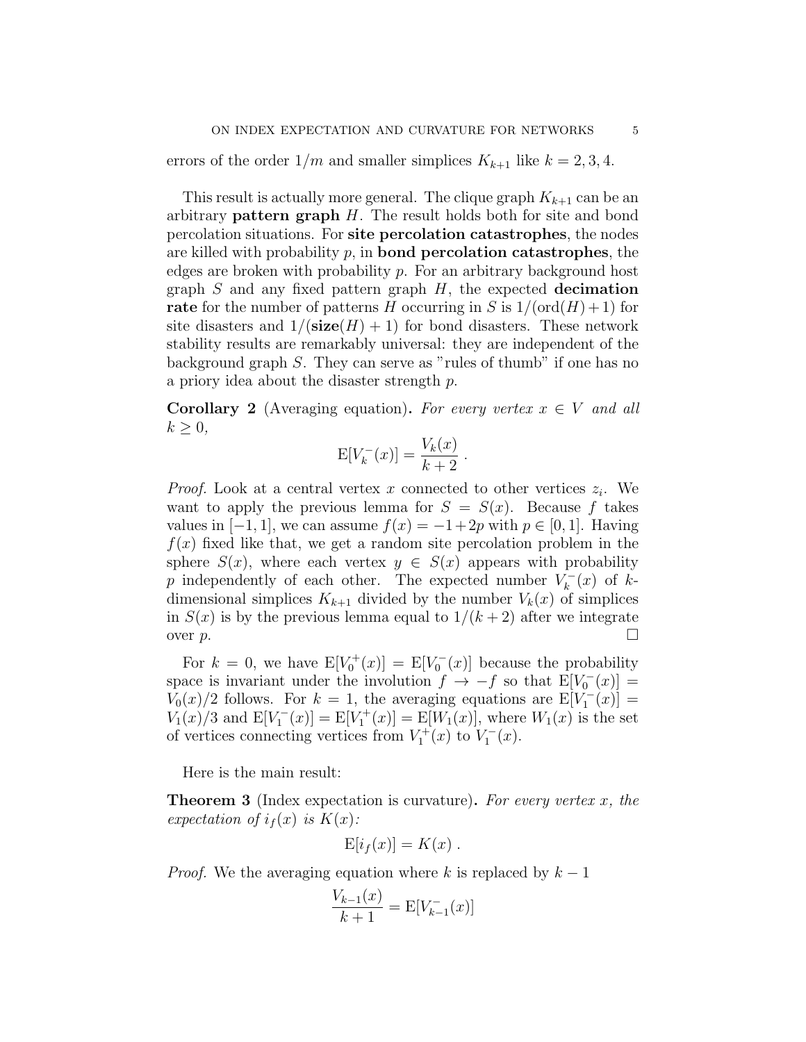errors of the order $1/m$ and smaller simplices $K_{k+1}$ like $k = 2, 3, 4$.

This result is actually more general. The clique graph $K_{k+1}$ can be an arbitrary **pattern graph** $H$. The result holds both for site and bond percolation situations. For **site percolation catastrophes**, the nodes are killed with probability $p$, in **bond percolation catastrophes**, the edges are broken with probability $p$. For an arbitrary background host graph $S$ and any fixed pattern graph $H$, the expected **decimation rate** for the number of patterns $H$ occurring in $S$ is $1/(\text{ord}(H)+1)$ for site disasters and $1/(\textbf{size}(H)+1)$ for bond disasters. These network stability results are remarkably universal: they are independent of the background graph $S$. They can serve as "rules of thumb" if one has no a priory idea about the disaster strength $p$.

**Corollary 2** (Averaging equation)**.** *For every vertex $x \in V$ and all $k \geq 0$,*

$$\mathrm{E}[V_k^-(x)] = \frac{V_k(x)}{k+2} .$$

*Proof.* Look at a central vertex $x$ connected to other vertices $z_i$. We want to apply the previous lemma for $S = S(x)$. Because $f$ takes values in $[-1, 1]$, we can assume $f(x) = -1+2p$ with $p \in [0, 1]$. Having $f(x)$ fixed like that, we get a random site percolation problem in the sphere $S(x)$, where each vertex $y \in S(x)$ appears with probability $p$ independently of each other. The expected number $V_k^-(x)$ of $k$-dimensional simplices $K_{k+1}$ divided by the number $V_k(x)$ of simplices in $S(x)$ is by the previous lemma equal to $1/(k+2)$ after we integrate over $p$. $\square$

For $k = 0$, we have $\mathrm{E}[V_0^+(x)] = \mathrm{E}[V_0^-(x)]$ because the probability space is invariant under the involution $f \to -f$ so that $\mathrm{E}[V_0^-(x)] = V_0(x)/2$ follows. For $k = 1$, the averaging equations are $\mathrm{E}[V_1^-(x)] = V_1(x)/3$ and $\mathrm{E}[V_1^-(x)] = \mathrm{E}[V_1^+(x)] = \mathrm{E}[W_1(x)]$, where $W_1(x)$ is the set of vertices connecting vertices from $V_1^+(x)$ to $V_1^-(x)$.

Here is the main result:

**Theorem 3** (Index expectation is curvature)**.** *For every vertex $x$, the expectation of $i_f(x)$ is $K(x)$:*

$$\mathrm{E}[i_f(x)] = K(x) .$$

*Proof.* We the averaging equation where $k$ is replaced by $k-1$

$$\frac{V_{k-1}(x)}{k+1} = \mathrm{E}[V_{k-1}^-(x)]$$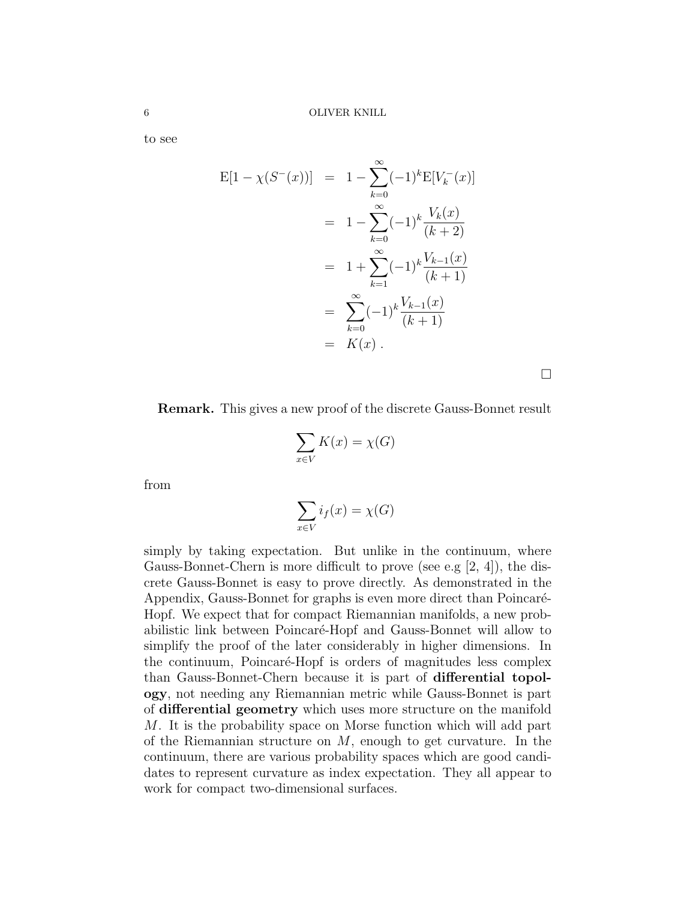to see

$$
\begin{aligned}
\mathrm{E}[1-\chi(S^-(x))] &= 1-\sum_{k=0}^{\infty}(-1)^k \mathrm{E}[V_k^-(x)] \\
&= 1-\sum_{k=0}^{\infty}(-1)^k \frac{V_k(x)}{(k+2)} \\
&= 1+\sum_{k=1}^{\infty}(-1)^k \frac{V_{k-1}(x)}{(k+1)} \\
&= \sum_{k=0}^{\infty}(-1)^k \frac{V_{k-1}(x)}{(k+1)} \\
&= K(x) \; .
\end{aligned}
$$

□

**Remark.** This gives a new proof of the discrete Gauss-Bonnet result

$$\sum_{x \in V} K(x) = \chi(G)$$

from

$$\sum_{x \in V} i_f(x) = \chi(G)$$

simply by taking expectation. But unlike in the continuum, where Gauss-Bonnet-Chern is more difficult to prove (see e.g [2, 4]), the discrete Gauss-Bonnet is easy to prove directly. As demonstrated in the Appendix, Gauss-Bonnet for graphs is even more direct than Poincaré-Hopf. We expect that for compact Riemannian manifolds, a new probabilistic link between Poincaré-Hopf and Gauss-Bonnet will allow to simplify the proof of the later considerably in higher dimensions. In the continuum, Poincaré-Hopf is orders of magnitudes less complex than Gauss-Bonnet-Chern because it is part of **differential topology**, not needing any Riemannian metric while Gauss-Bonnet is part of **differential geometry** which uses more structure on the manifold $M$. It is the probability space on Morse function which will add part of the Riemannian structure on $M$, enough to get curvature. In the continuum, there are various probability spaces which are good candidates to represent curvature as index expectation. They all appear to work for compact two-dimensional surfaces.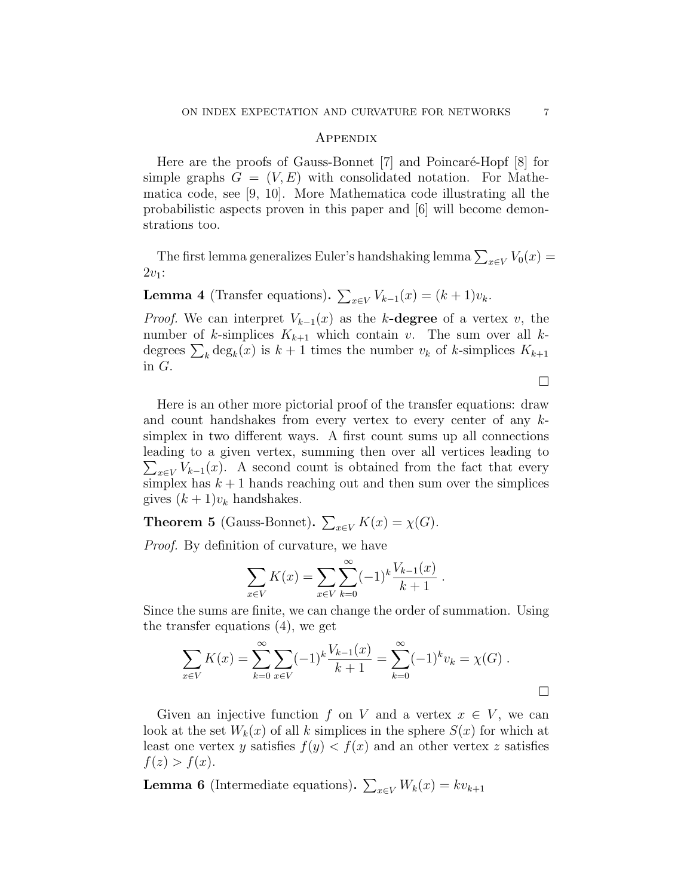## Appendix

Here are the proofs of Gauss-Bonnet [7] and Poincaré-Hopf [8] for simple graphs $G = (V, E)$ with consolidated notation. For Mathematica code, see [9, 10]. More Mathematica code illustrating all the probabilistic aspects proven in this paper and [6] will become demonstrations too.

The first lemma generalizes Euler's handshaking lemma $\sum_{x \in V} V_0(x) = 2v_1$:

**Lemma 4** (Transfer equations)**.** $\sum_{x \in V} V_{k-1}(x) = (k+1)v_k$.

*Proof.* We can interpret $V_{k-1}(x)$ as the **$k$-degree** of a vertex $v$, the number of $k$-simplices $K_{k+1}$ which contain $v$. The sum over all $k$-degrees $\sum_k \deg_k(x)$ is $k+1$ times the number $v_k$ of $k$-simplices $K_{k+1}$ in $G$. □

Here is an other more pictorial proof of the transfer equations: draw and count handshakes from every vertex to every center of any $k$-simplex in two different ways. A first count sums up all connections leading to a given vertex, summing then over all vertices leading to $\sum_{x \in V} V_{k-1}(x)$. A second count is obtained from the fact that every simplex has $k+1$ hands reaching out and then sum over the simplices gives $(k+1)v_k$ handshakes.

**Theorem 5** (Gauss-Bonnet)**.** $\sum_{x \in V} K(x) = \chi(G)$.

*Proof.* By definition of curvature, we have

$$\sum_{x \in V} K(x) = \sum_{x \in V} \sum_{k=0}^{\infty} (-1)^k \frac{V_{k-1}(x)}{k+1} \; .$$

Since the sums are finite, we can change the order of summation. Using the transfer equations (4), we get

$$\sum_{x \in V} K(x) = \sum_{k=0}^{\infty} \sum_{x \in V} (-1)^k \frac{V_{k-1}(x)}{k+1} = \sum_{k=0}^{\infty} (-1)^k v_k = \chi(G) \; .$$

□

Given an injective function $f$ on $V$ and a vertex $x \in V$, we can look at the set $W_k(x)$ of all $k$ simplices in the sphere $S(x)$ for which at least one vertex $y$ satisfies $f(y) < f(x)$ and an other vertex $z$ satisfies $f(z) > f(x)$.

**Lemma 6** (Intermediate equations)**.** $\sum_{x \in V} W_k(x) = k v_{k+1}$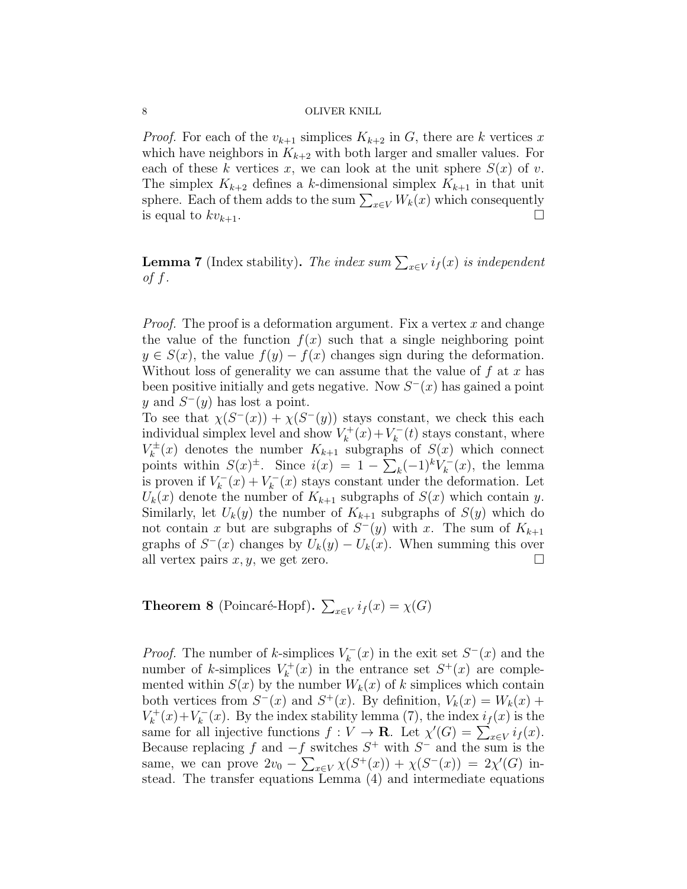*Proof.* For each of the $v_{k+1}$ simplices $K_{k+2}$ in $G$, there are $k$ vertices $x$ which have neighbors in $K_{k+2}$ with both larger and smaller values. For each of these $k$ vertices $x$, we can look at the unit sphere $S(x)$ of $v$. The simplex $K_{k+2}$ defines a $k$-dimensional simplex $K_{k+1}$ in that unit sphere. Each of them adds to the sum $\sum_{x \in V} W_k(x)$ which consequently is equal to $kv_{k+1}$. ∎

**Lemma 7** (Index stability)**.** *The index sum $\sum_{x \in V} i_f(x)$ is independent of $f$.*

*Proof.* The proof is a deformation argument. Fix a vertex $x$ and change the value of the function $f(x)$ such that a single neighboring point $y \in S(x)$, the value $f(y) - f(x)$ changes sign during the deformation. Without loss of generality we can assume that the value of $f$ at $x$ has been positive initially and gets negative. Now $S^-(x)$ has gained a point $y$ and $S^-(y)$ has lost a point.
To see that $\chi(S^-(x)) + \chi(S^-(y))$ stays constant, we check this each individual simplex level and show $V_k^+(x) + V_k^-(t)$ stays constant, where $V_k^{\pm}(x)$ denotes the number $K_{k+1}$ subgraphs of $S(x)$ which connect points within $S(x)^{\pm}$. Since $i(x) = 1 - \sum_k (-1)^k V_k^-(x)$, the lemma is proven if $V_k^-(x) + V_k^-(x)$ stays constant under the deformation. Let $U_k(x)$ denote the number of $K_{k+1}$ subgraphs of $S(x)$ which contain $y$. Similarly, let $U_k(y)$ the number of $K_{k+1}$ subgraphs of $S(y)$ which do not contain $x$ but are subgraphs of $S^-(y)$ with $x$. The sum of $K_{k+1}$ graphs of $S^-(x)$ changes by $U_k(y) - U_k(x)$. When summing this over all vertex pairs $x, y$, we get zero. ∎

**Theorem 8** (Poincaré-Hopf)**.** $\sum_{x \in V} i_f(x) = \chi(G)$

*Proof.* The number of $k$-simplices $V_k^-(x)$ in the exit set $S^-(x)$ and the number of $k$-simplices $V_k^+(x)$ in the entrance set $S^+(x)$ are complemented within $S(x)$ by the number $W_k(x)$ of $k$ simplices which contain both vertices from $S^-(x)$ and $S^+(x)$. By definition, $V_k(x) = W_k(x) + V_k^+(x) + V_k^-(x)$. By the index stability lemma (7), the index $i_f(x)$ is the same for all injective functions $f : V \to \mathbf{R}$. Let $\chi'(G) = \sum_{x \in V} i_f(x)$. Because replacing $f$ and $-f$ switches $S^+$ with $S^-$ and the sum is the same, we can prove $2v_0 - \sum_{x \in V} \chi(S^+(x)) + \chi(S^-(x)) = 2\chi'(G)$ instead. The transfer equations Lemma (4) and intermediate equations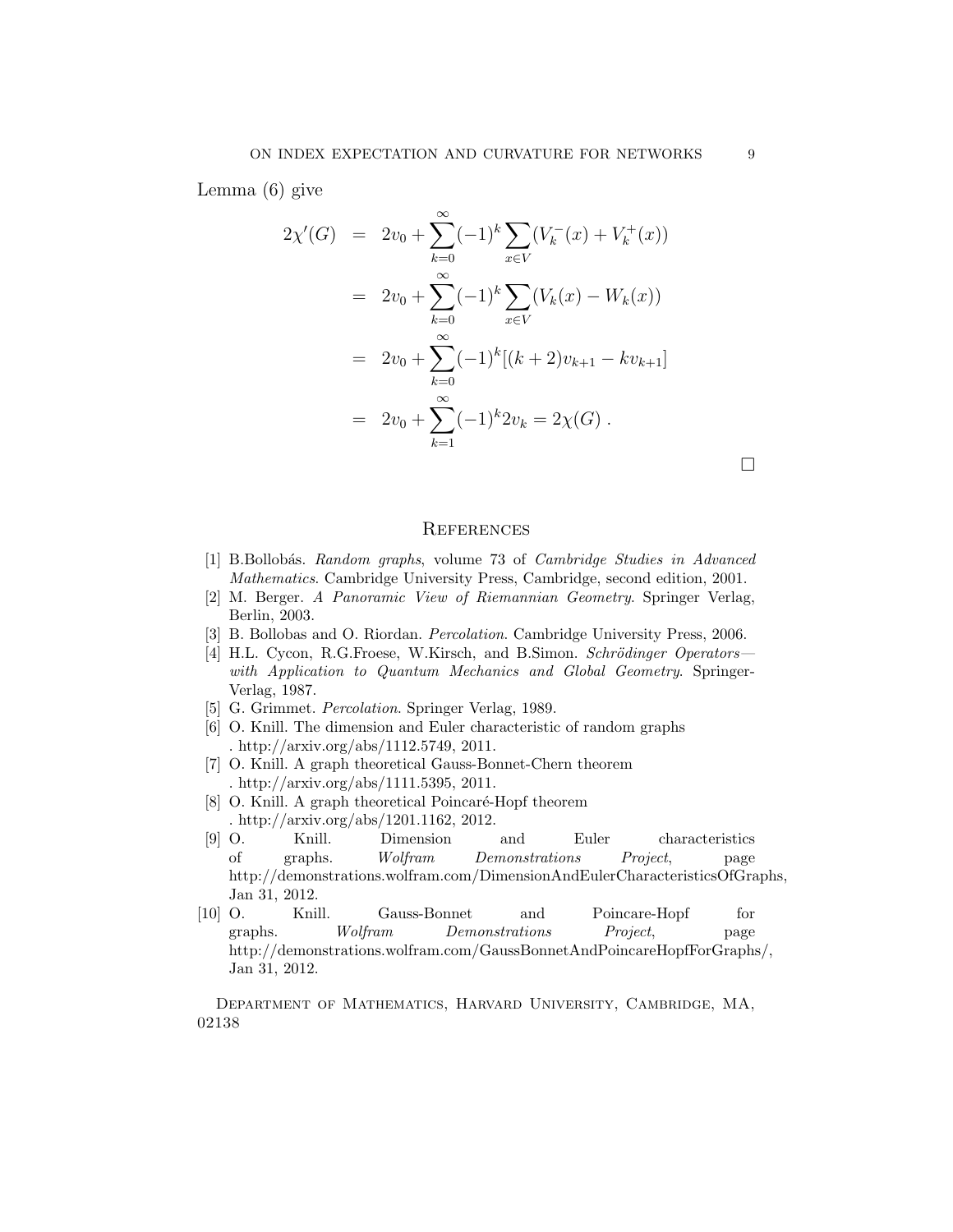Lemma (6) give

$$
\begin{aligned}
2\chi'(G) &= 2v_0 + \sum_{k=0}^{\infty} (-1)^k \sum_{x \in V} (V_k^-(x) + V_k^+(x)) \\
&= 2v_0 + \sum_{k=0}^{\infty} (-1)^k \sum_{x \in V} (V_k(x) - W_k(x)) \\
&= 2v_0 + \sum_{k=0}^{\infty} (-1)^k [(k+2)v_{k+1} - kv_{k+1}] \\
&= 2v_0 + \sum_{k=1}^{\infty} (-1)^k 2v_k = 2\chi(G) \; .
\end{aligned}
$$

□

## References

[1] B.Bollobás. *Random graphs*, volume 73 of *Cambridge Studies in Advanced Mathematics*. Cambridge University Press, Cambridge, second edition, 2001.

[2] M. Berger. *A Panoramic View of Riemannian Geometry*. Springer Verlag, Berlin, 2003.

[3] B. Bollobas and O. Riordan. *Percolation*. Cambridge University Press, 2006.

[4] H.L. Cycon, R.G.Froese, W.Kirsch, and B.Simon. *Schrödinger Operators—with Application to Quantum Mechanics and Global Geometry*. Springer-Verlag, 1987.

[5] G. Grimmet. *Percolation*. Springer Verlag, 1989.

[6] O. Knill. The dimension and Euler characteristic of random graphs . http://arxiv.org/abs/1112.5749, 2011.

[7] O. Knill. A graph theoretical Gauss-Bonnet-Chern theorem . http://arxiv.org/abs/1111.5395, 2011.

[8] O. Knill. A graph theoretical Poincaré-Hopf theorem . http://arxiv.org/abs/1201.1162, 2012.

[9] O. Knill. Dimension and Euler characteristics of graphs. *Wolfram Demonstrations Project*, page http://demonstrations.wolfram.com/DimensionAndEulerCharacteristicsOfGraphs, Jan 31, 2012.

[10] O. Knill. Gauss-Bonnet and Poincare-Hopf for graphs. *Wolfram Demonstrations Project*, page http://demonstrations.wolfram.com/GaussBonnetAndPoincareHopfForGraphs/, Jan 31, 2012.

Department of Mathematics, Harvard University, Cambridge, MA, 02138